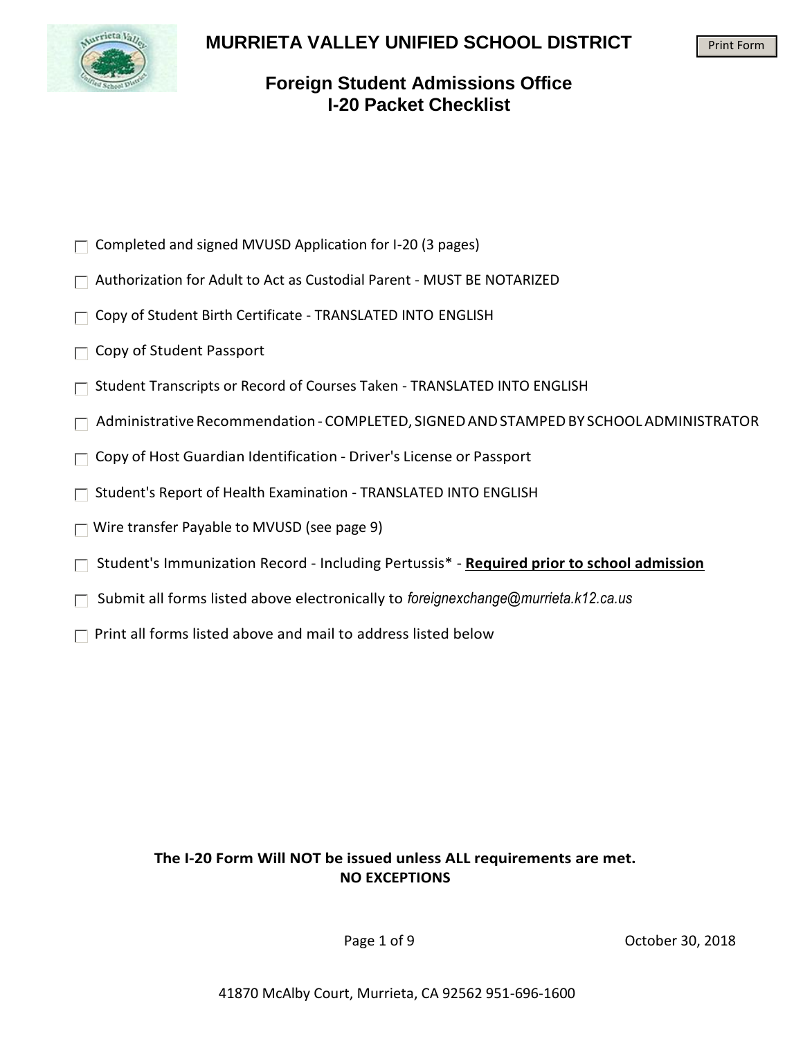# MURRIETA VALLEY UNIFIED SCHOOL DISTRICT

Print Form

## Foreign Student Admissions Office
## I-20 Packet Checklist

- [ ] Completed and signed MVUSD Application for I-20 (3 pages)
- [ ] Authorization for Adult to Act as Custodial Parent - MUST BE NOTARIZED
- [ ] Copy of Student Birth Certificate - TRANSLATED INTO ENGLISH
- [ ] Copy of Student Passport
- [ ] Student Transcripts or Record of Courses Taken - TRANSLATED INTO ENGLISH
- [ ] Administrative Recommendation - COMPLETED, SIGNED AND STAMPED BY SCHOOL ADMINISTRATOR
- [ ] Copy of Host Guardian Identification - Driver's License or Passport
- [ ] Student's Report of Health Examination - TRANSLATED INTO ENGLISH
- [ ] Wire transfer Payable to MVUSD (see page 9)
- [ ] Student's Immunization Record - Including Pertussis* - **Required prior to school admission**
- [ ] Submit all forms listed above electronically to *foreignexchange@murrieta.k12.ca.us*
- [ ] Print all forms listed above and mail to address listed below

**The I-20 Form Will NOT be issued unless ALL requirements are met.**
**NO EXCEPTIONS**

October 30, 2018

41870 McAlby Court, Murrieta, CA 92562 951-696-1600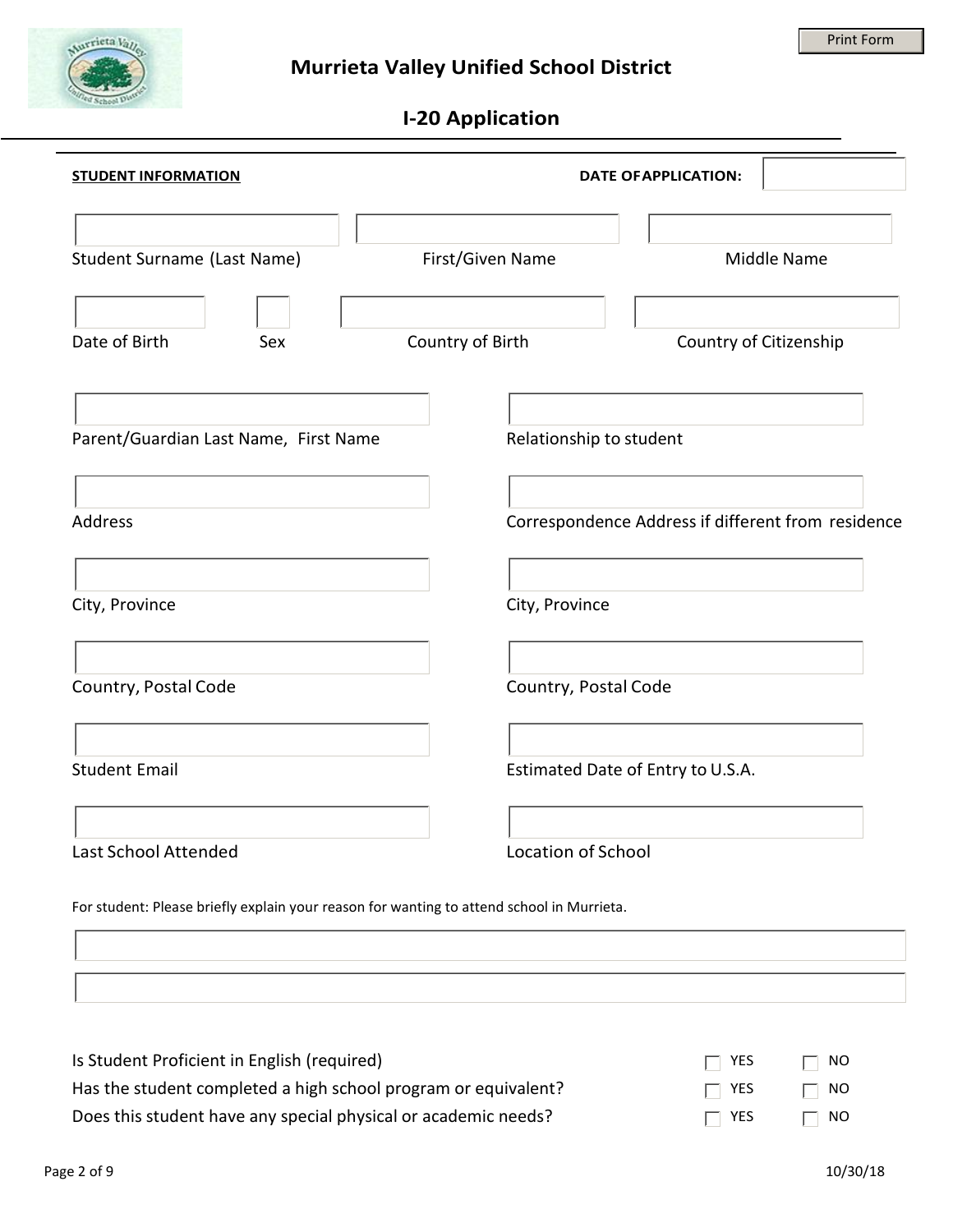# Murrieta Valley Unified School District

## I-20 Application

**STUDENT INFORMATION** **DATE OF APPLICATION:** ______

| | | |
|---|---|---|
| Student Surname (Last Name) | First/Given Name | Middle Name |

| | | | |
|---|---|---|---|
| Date of Birth | Sex | Country of Birth | Country of Citizenship |

| | |
|---|---|
| Parent/Guardian Last Name, First Name | Relationship to student |
| Address | Correspondence Address if different from residence |
| City, Province | City, Province |
| Country, Postal Code | Country, Postal Code |
| Student Email | Estimated Date of Entry to U.S.A. |
| Last School Attended | Location of School |

For student: Please briefly explain your reason for wanting to attend school in Murrieta.

______

______

| | | |
|---|---|---|
| Is Student Proficient in English (required) | ☐ YES | ☐ NO |
| Has the student completed a high school program or equivalent? | ☐ YES | ☐ NO |
| Does this student have any special physical or academic needs? | ☐ YES | ☐ NO |

10/30/18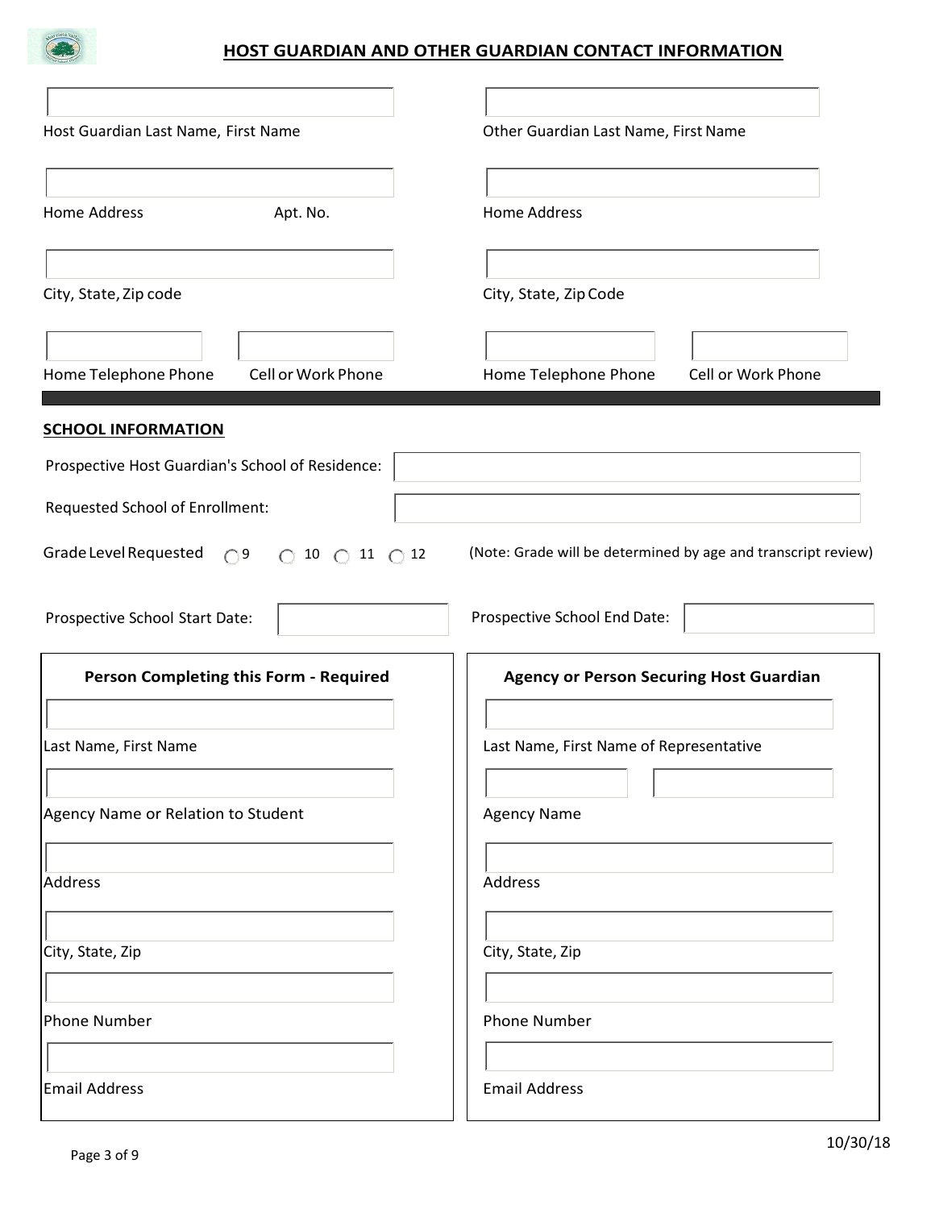# HOST GUARDIAN AND OTHER GUARDIAN CONTACT INFORMATION

| Host Guardian | Other Guardian |
|---|---|
| Host Guardian Last Name, First Name | Other Guardian Last Name, First Name |
| Home Address / Apt. No. | Home Address |
| City, State, Zip code | City, State, Zip Code |
| Home Telephone Phone / Cell or Work Phone | Home Telephone Phone / Cell or Work Phone |

## SCHOOL INFORMATION

Prospective Host Guardian's School of Residence:

Requested School of Enrollment:

Grade Level Requested ◯ 9 ◯ 10 ◯ 11 ◯ 12 (Note: Grade will be determined by age and transcript review)

Prospective School Start Date:

Prospective School End Date:

| Person Completing this Form - Required | Agency or Person Securing Host Guardian |
|---|---|
| Last Name, First Name | Last Name, First Name of Representative |
| Agency Name or Relation to Student | Agency Name |
| Address | Address |
| City, State, Zip | City, State, Zip |
| Phone Number | Phone Number |
| Email Address | Email Address |

10/30/18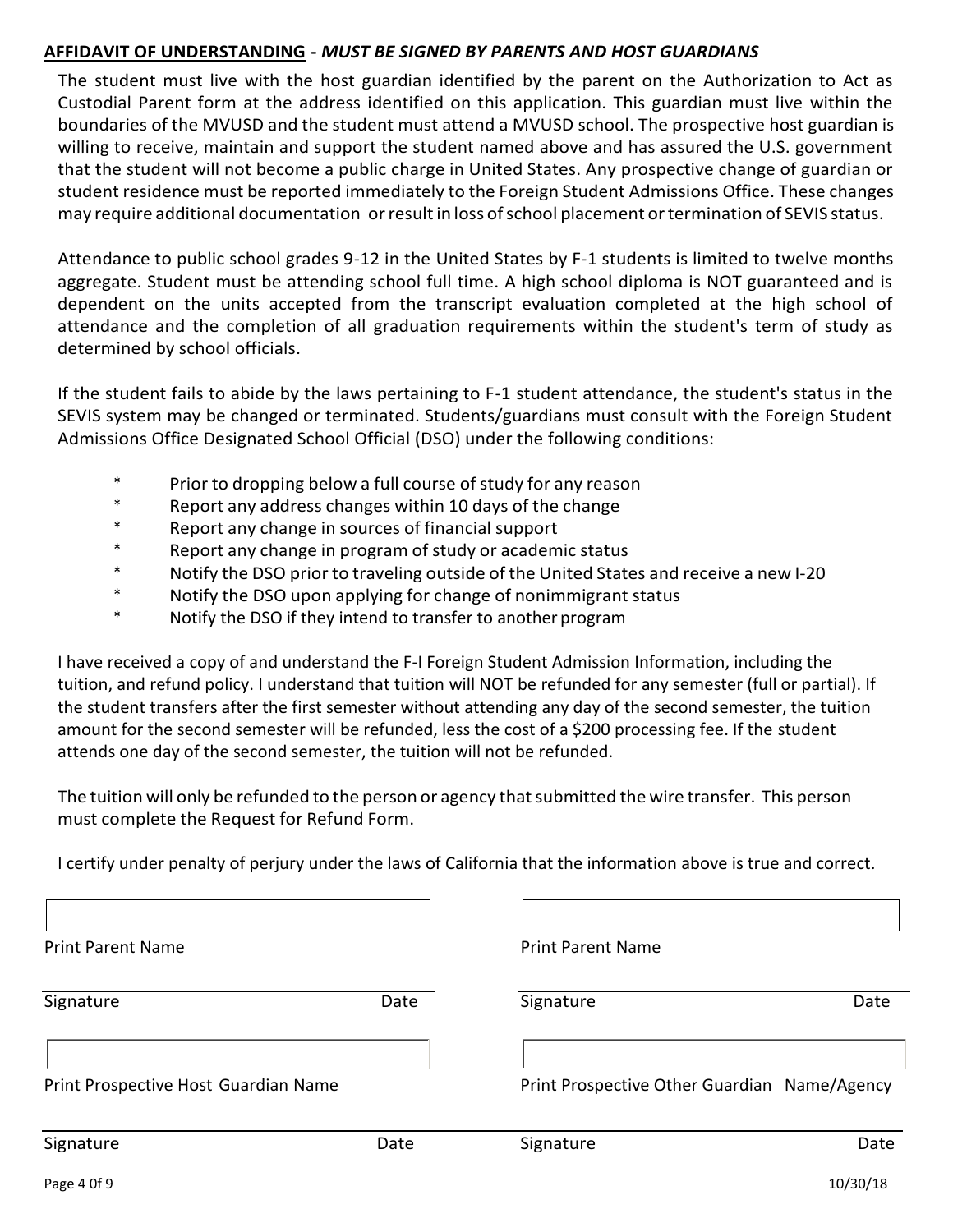## **AFFIDAVIT OF UNDERSTANDING** - *MUST BE SIGNED BY PARENTS AND HOST GUARDIANS*

The student must live with the host guardian identified by the parent on the Authorization to Act as Custodial Parent form at the address identified on this application. This guardian must live within the boundaries of the MVUSD and the student must attend a MVUSD school. The prospective host guardian is willing to receive, maintain and support the student named above and has assured the U.S. government that the student will not become a public charge in United States. Any prospective change of guardian or student residence must be reported immediately to the Foreign Student Admissions Office. These changes may require additional documentation or result in loss of school placement or termination of SEVIS status.

Attendance to public school grades 9-12 in the United States by F-1 students is limited to twelve months aggregate. Student must be attending school full time. A high school diploma is NOT guaranteed and is dependent on the units accepted from the transcript evaluation completed at the high school of attendance and the completion of all graduation requirements within the student's term of study as determined by school officials.

If the student fails to abide by the laws pertaining to F-1 student attendance, the student's status in the SEVIS system may be changed or terminated. Students/guardians must consult with the Foreign Student Admissions Office Designated School Official (DSO) under the following conditions:

* Prior to dropping below a full course of study for any reason
* Report any address changes within 10 days of the change
* Report any change in sources of financial support
* Report any change in program of study or academic status
* Notify the DSO prior to traveling outside of the United States and receive a new I-20
* Notify the DSO upon applying for change of nonimmigrant status
* Notify the DSO if they intend to transfer to another program

I have received a copy of and understand the F-I Foreign Student Admission Information, including the tuition, and refund policy. I understand that tuition will NOT be refunded for any semester (full or partial). If the student transfers after the first semester without attending any day of the second semester, the tuition amount for the second semester will be refunded, less the cost of a $200 processing fee. If the student attends one day of the second semester, the tuition will not be refunded.

The tuition will only be refunded to the person or agency that submitted the wire transfer. This person must complete the Request for Refund Form.

I certify under penalty of perjury under the laws of California that the information above is true and correct.

Print Parent Name

Signature Date

Print Parent Name

Signature Date

Print Prospective Host Guardian Name

Signature Date

Print Prospective Other Guardian Name/Agency

Signature Date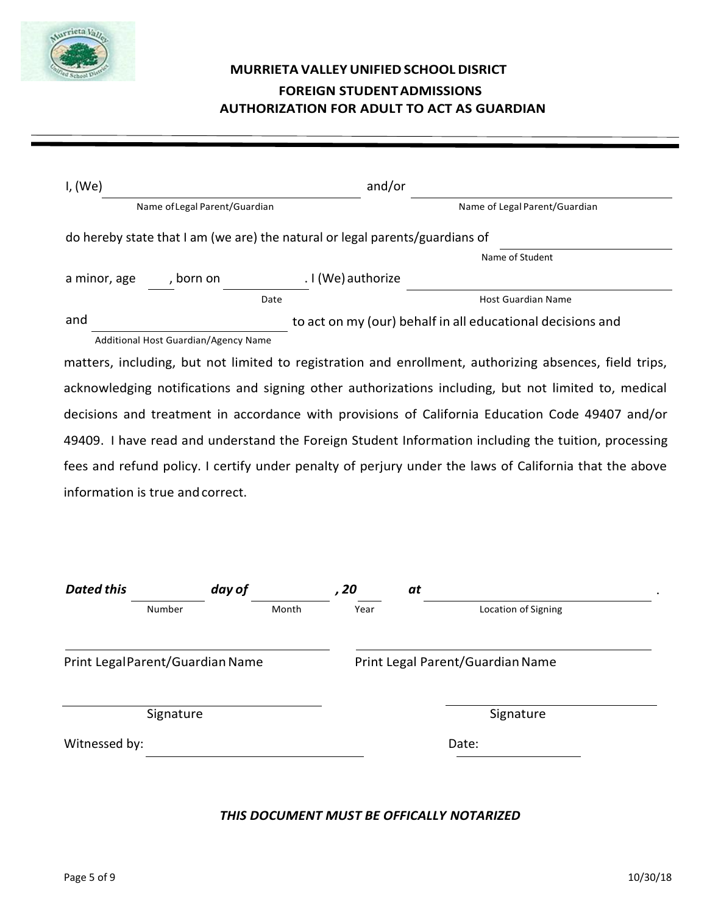# MURRIETA VALLEY UNIFIED SCHOOL DISRICT

## FOREIGN STUDENT ADMISSIONS

## AUTHORIZATION FOR ADULT TO ACT AS GUARDIAN

I, (We) ______________________________ and/or ______________________________
Name of Legal Parent/Guardian — Name of Legal Parent/Guardian

do hereby state that I am (we are) the natural or legal parents/guardians of ______________________________
Name of Student

a minor, age ____, born on ____________ (Date). I (We) authorize ______________________________ (Host Guardian Name)

and ______________________________ (Additional Host Guardian/Agency Name) to act on my (our) behalf in all educational decisions and matters, including, but not limited to registration and enrollment, authorizing absences, field trips, acknowledging notifications and signing other authorizations including, but not limited to, medical decisions and treatment in accordance with provisions of California Education Code 49407 and/or 49409. I have read and understand the Foreign Student Information including the tuition, processing fees and refund policy. I certify under penalty of perjury under the laws of California that the above information is true and correct.

***Dated this*** ________ (Number) ***day of*** ____________ (Month) ***, 20*** ____ (Year) ***at*** ______________________________ (Location of Signing).

______________________________
Print Legal Parent/Guardian Name

______________________________
Print Legal Parent/Guardian Name

______________________________
Signature

______________________________
Signature

Witnessed by: ______________________________ Date: ____________

***THIS DOCUMENT MUST BE OFFICALLY NOTARIZED***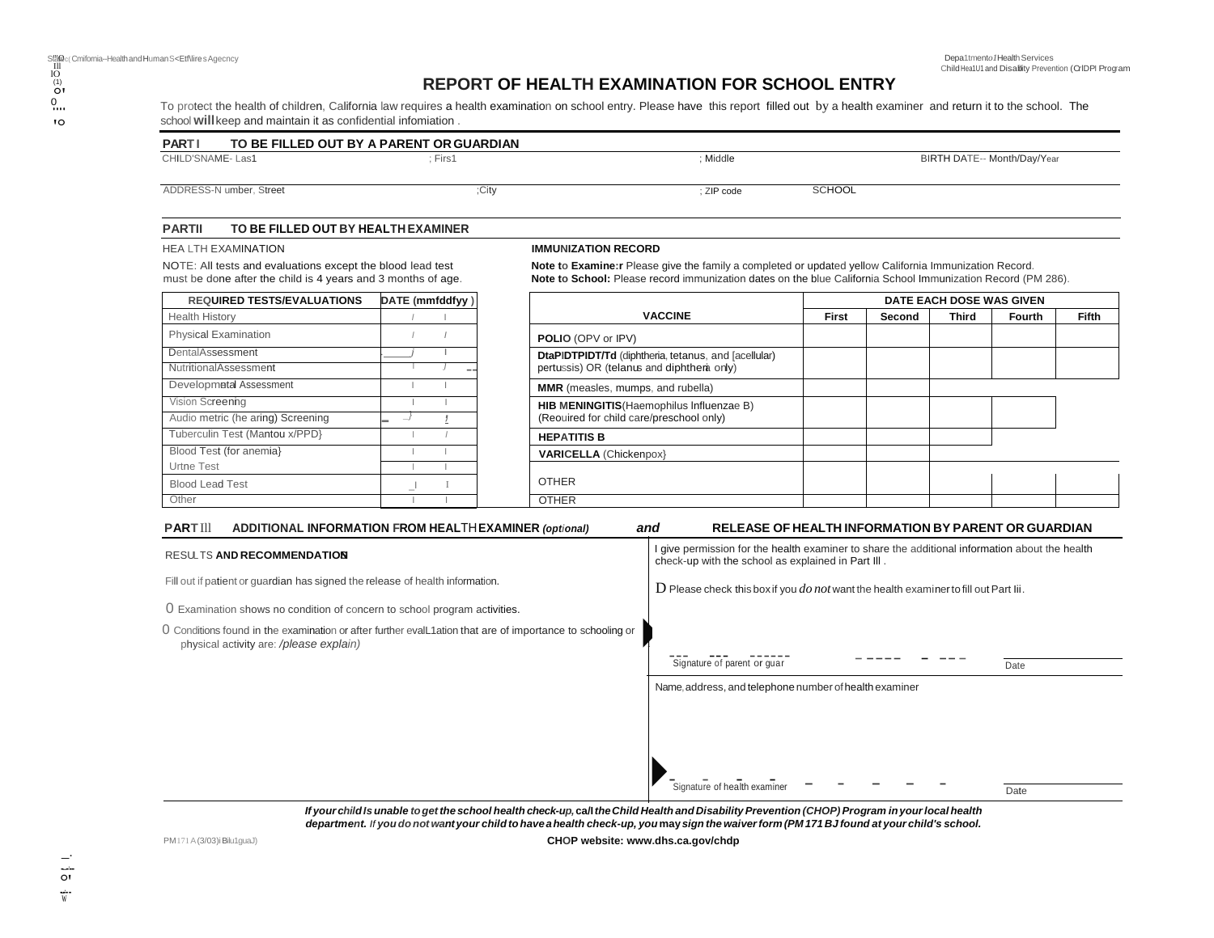State of California–Health and Human Services Agency

Department of Health Services
Child Health and Disability Prevention (CHDP) Program

# REPORT OF HEALTH EXAMINATION FOR SCHOOL ENTRY

To protect the health of children, California law requires a health examination on school entry. Please have this report filled out by a health examiner and return it to the school. The school **will** keep and maintain it as confidential information.

## PART I TO BE FILLED OUT BY A PARENT OR GUARDIAN

| CHILD'S NAME- Last | First | Middle | BIRTH DATE-- Month/Day/Year |
|---|---|---|---|
| | | | |

| ADDRESS-Number, Street | City | ZIP code | SCHOOL |
|---|---|---|---|
| | | | |

## PART II TO BE FILLED OUT BY HEALTH EXAMINER

**HEALTH EXAMINATION**

NOTE: All tests and evaluations except the blood lead test must be done after the child is 4 years and 3 months of age.

| REQUIRED TESTS/EVALUATIONS | DATE (mm/dd/yy) |
|---|---|
| Health History | / / |
| Physical Examination | / / |
| Dental Assessment | / / |
| Nutritional Assessment | / / |
| Developmental Assessment | / / |
| Vision Screening | / / |
| Audiometric (hearing) Screening | / / |
| Tuberculin Test (Mantoux/PPD) | / / |
| Blood Test (for anemia) | / / |
| Urine Test | / / |
| Blood Lead Test | / / |
| Other | / / |

**IMMUNIZATION RECORD**

**Note to Examiner:** Please give the family a completed or updated yellow California Immunization Record.
**Note to School:** Please record immunization dates on the blue California School Immunization Record (PM 286).

| VACCINE | DATE EACH DOSE WAS GIVEN | | | | |
|---|---|---|---|---|---|
| | First | Second | Third | Fourth | Fifth |
| **POLIO** (OPV or IPV) | | | | | |
| **DTaP/DTP/DT/Td** (diphtheria, tetanus, and [acellular] pertussis) OR (tetanus and diphtheria only) | | | | | |
| **MMR** (measles, mumps, and rubella) | | | | | |
| **HIB MENINGITIS** (Haemophilus Influenzae B) (Required for child care/preschool only) | | | | | |
| **HEPATITIS B** | | | | | |
| **VARICELLA** (Chickenpox) | | | | | |
| OTHER | | | | | |
| OTHER | | | | | |

## PART III ADDITIONAL INFORMATION FROM HEALTH EXAMINER *(optional)* *and* RELEASE OF HEALTH INFORMATION BY PARENT OR GUARDIAN

**RESULTS AND RECOMMENDATIONS**

Fill out if patient or guardian has signed the release of health information.

- ☐ Examination shows no condition of concern to school program activities.
- ☐ Conditions found in the examination or after further evaluation that are of importance to schooling or physical activity are: *(please explain)*

I give permission for the health examiner to share the additional information about the health check-up with the school as explained in Part III.

☐ Please check this box if you *do not* want the health examiner to fill out Part III.

Signature of parent or guardian ______ Date ______

Name, address, and telephone number of health examiner

Signature of health examiner ______ Date ______

***If your child is unable to get the school health check-up, call the Child Health and Disability Prevention (CHDP) Program in your local health department. If you do not want your child to have a health check-up, you may sign the waiver form (PM 171 B) found at your child's school.***

PM 171 A (3/03) (Bilingual)

**CHDP website: www.dhs.ca.gov/chdp**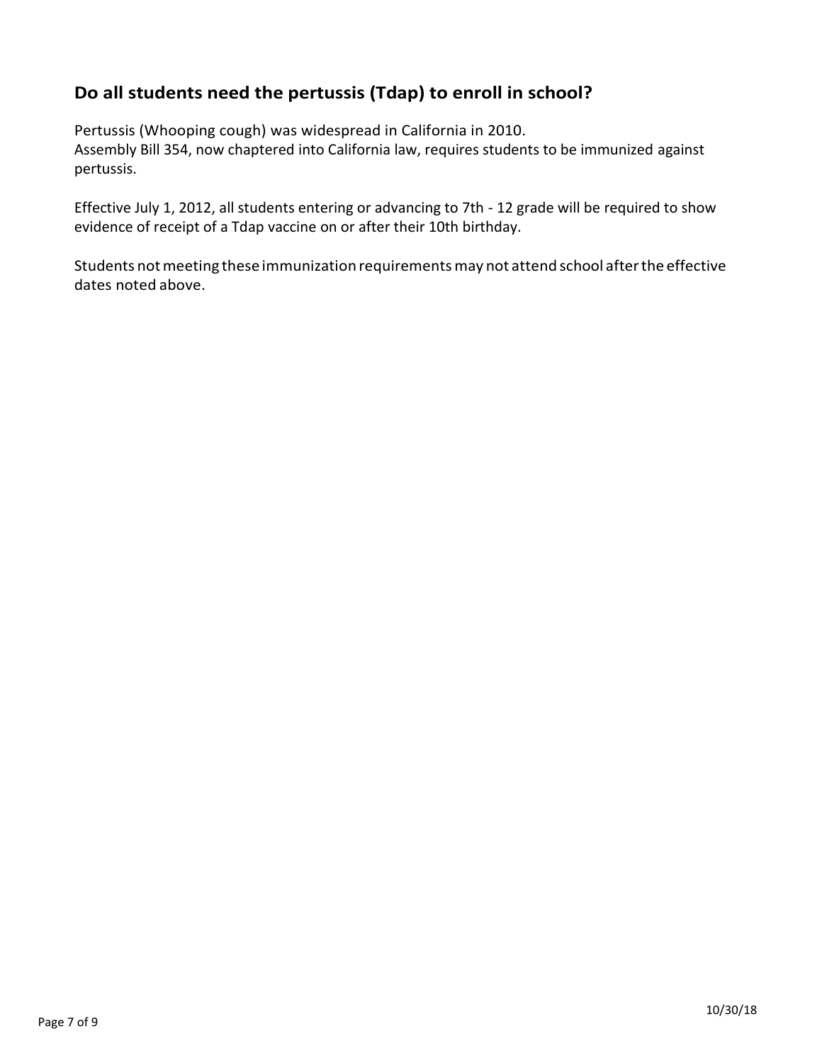## Do all students need the pertussis (Tdap) to enroll in school?

Pertussis (Whooping cough) was widespread in California in 2010.
Assembly Bill 354, now chaptered into California law, requires students to be immunized against pertussis.

Effective July 1, 2012, all students entering or advancing to 7th - 12 grade will be required to show evidence of receipt of a Tdap vaccine on or after their 10th birthday.

Students not meeting these immunization requirements may not attend school after the effective dates noted above.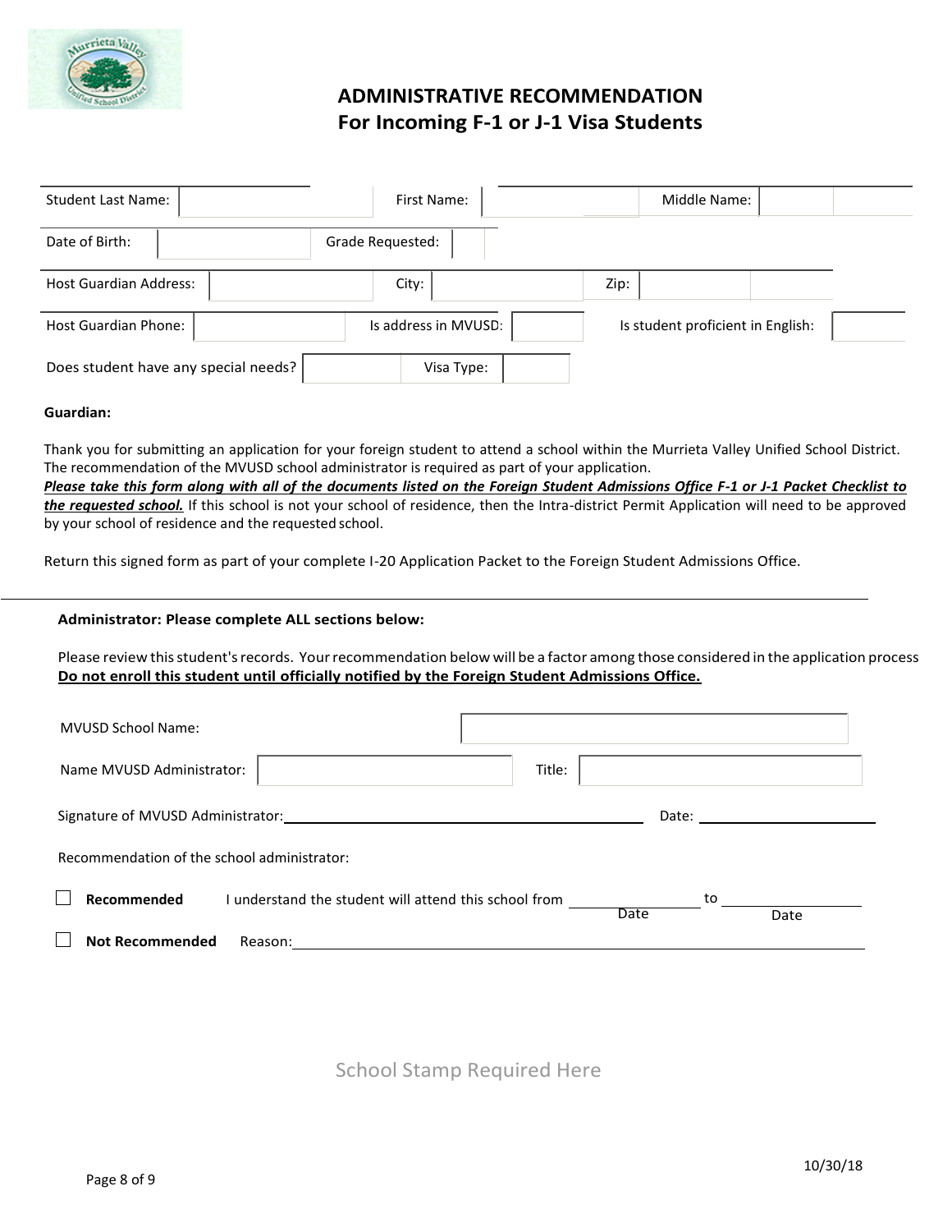# ADMINISTRATIVE RECOMMENDATION
## For Incoming F-1 or J-1 Visa Students

| Student Last Name: | | First Name: | | Middle Name: | |
|---|---|---|---|---|---|
| Date of Birth: | | Grade Requested: | | | |
| Host Guardian Address: | | City: | | Zip: | |
| Host Guardian Phone: | | Is address in MVUSD: | | Is student proficient in English: | |
| Does student have any special needs? | | Visa Type: | | | |

**Guardian:**

Thank you for submitting an application for your foreign student to attend a school within the Murrieta Valley Unified School District. The recommendation of the MVUSD school administrator is required as part of your application.
***Please take this form along with all of the documents listed on the Foreign Student Admissions Office F-1 or J-1 Packet Checklist to the requested school.*** If this school is not your school of residence, then the Intra-district Permit Application will need to be approved by your school of residence and the requested school.

Return this signed form as part of your complete I-20 Application Packet to the Foreign Student Admissions Office.

---

**Administrator: Please complete ALL sections below:**

Please review this student's records. Your recommendation below will be a factor among those considered in the application process
**Do not enroll this student until officially notified by the Foreign Student Admissions Office.**

MVUSD School Name: ______________________

Name MVUSD Administrator: ______________________ Title: ______________________

Signature of MVUSD Administrator: ______________________ Date: ______________

Recommendation of the school administrator:

☐ **Recommended** I understand the student will attend this school from ______________ (Date) to ______________ (Date)

☐ **Not Recommended** Reason: ______________________

School Stamp Required Here

10/30/18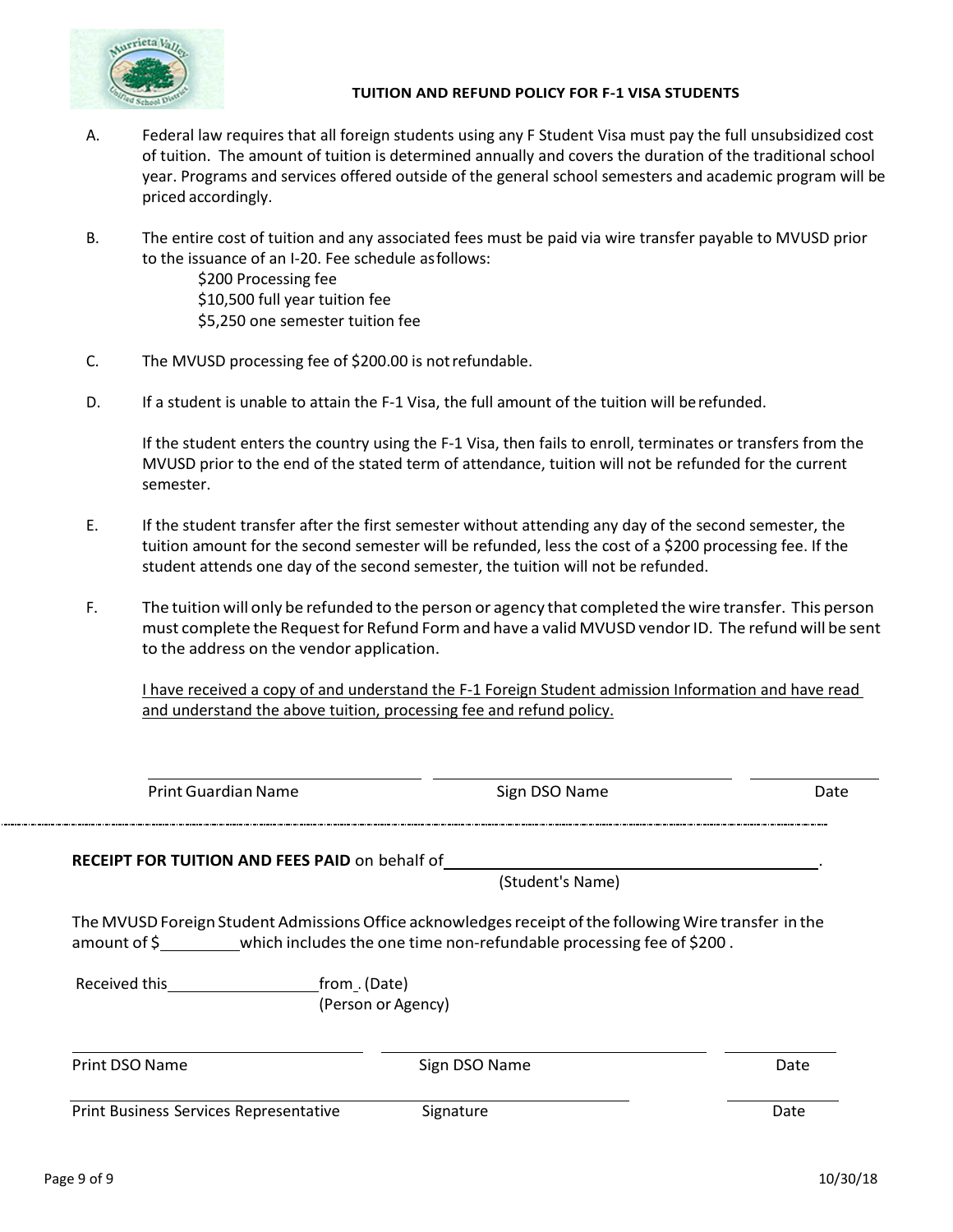## TUITION AND REFUND POLICY FOR F-1 VISA STUDENTS

A. Federal law requires that all foreign students using any F Student Visa must pay the full unsubsidized cost of tuition. The amount of tuition is determined annually and covers the duration of the traditional school year. Programs and services offered outside of the general school semesters and academic program will be priced accordingly.

B. The entire cost of tuition and any associated fees must be paid via wire transfer payable to MVUSD prior to the issuance of an I-20. Fee schedule as follows:
   - $200 Processing fee
   - $10,500 full year tuition fee
   - $5,250 one semester tuition fee

C. The MVUSD processing fee of $200.00 is not refundable.

D. If a student is unable to attain the F-1 Visa, the full amount of the tuition will be refunded.

   If the student enters the country using the F-1 Visa, then fails to enroll, terminates or transfers from the MVUSD prior to the end of the stated term of attendance, tuition will not be refunded for the current semester.

E. If the student transfer after the first semester without attending any day of the second semester, the tuition amount for the second semester will be refunded, less the cost of a $200 processing fee. If the student attends one day of the second semester, the tuition will not be refunded.

F. The tuition will only be refunded to the person or agency that completed the wire transfer. This person must complete the Request for Refund Form and have a valid MVUSD vendor ID. The refund will be sent to the address on the vendor application.

   <u>I have received a copy of and understand the F-1 Foreign Student admission Information and have read and understand the above tuition, processing fee and refund policy.</u>

| | | |
|---|---|---|
| ______________________ | ______________________ | __________ |
| Print Guardian Name | Sign DSO Name | Date |

---

**RECEIPT FOR TUITION AND FEES PAID** on behalf of ______________________________.
(Student's Name)

The MVUSD Foreign Student Admissions Office acknowledges receipt of the following Wire transfer in the amount of $_________ which includes the one time non-refundable processing fee of $200 .

Received this ________________ from . (Date)
(Person or Agency)

| | | |
|---|---|---|
| ______________________ | ______________________ | __________ |
| Print DSO Name | Sign DSO Name | Date |
| Print Business Services Representative | Signature | Date |